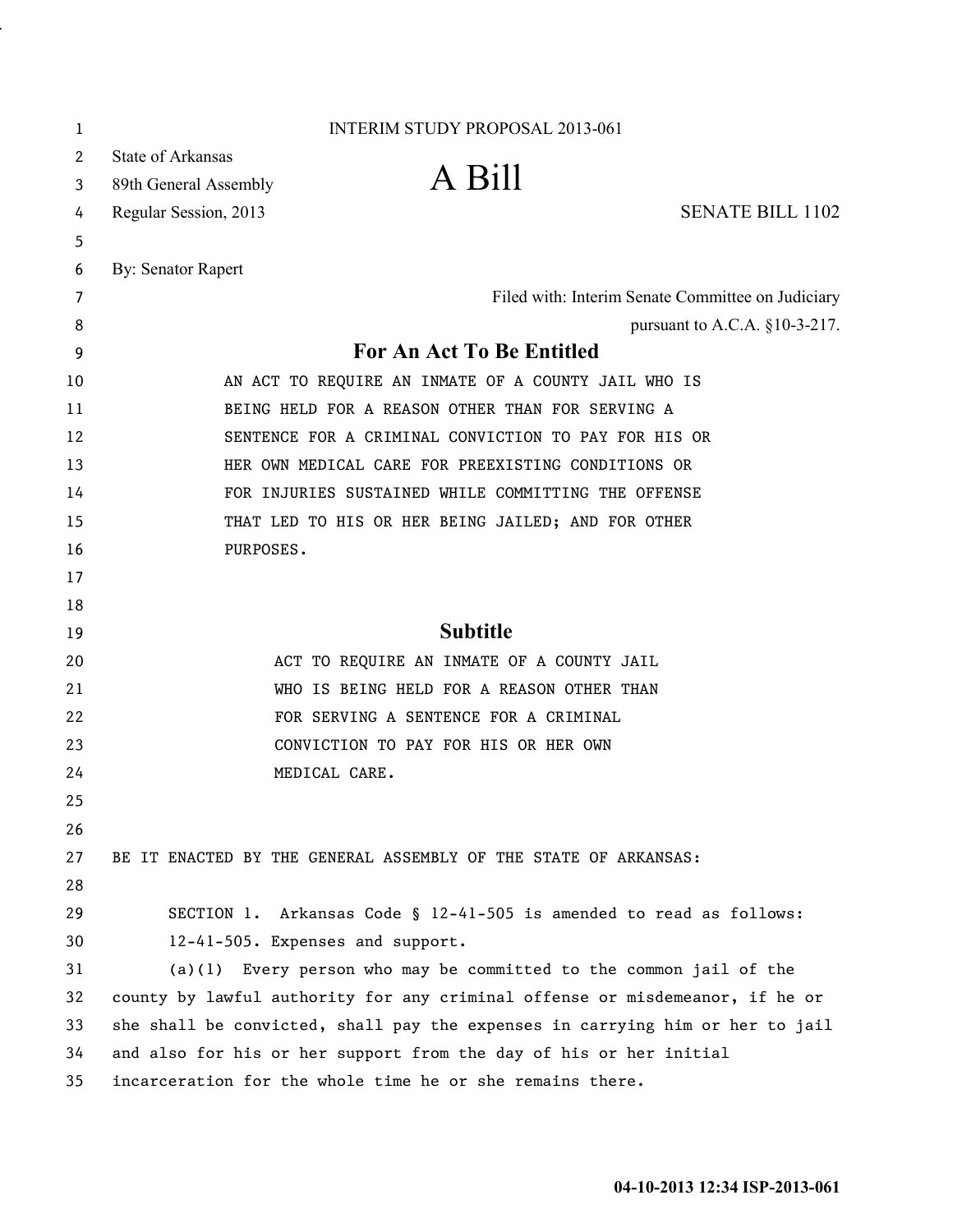INTERIM STUDY PROPOSAL 2013-061

State of Arkansas
89th General Assembly
Regular Session, 2013

# A Bill

SENATE BILL 1102

By: Senator Rapert

Filed with: Interim Senate Committee on Judiciary
pursuant to A.C.A. §10-3-217.

## For An Act To Be Entitled

AN ACT TO REQUIRE AN INMATE OF A COUNTY JAIL WHO IS BEING HELD FOR A REASON OTHER THAN FOR SERVING A SENTENCE FOR A CRIMINAL CONVICTION TO PAY FOR HIS OR HER OWN MEDICAL CARE FOR PREEXISTING CONDITIONS OR FOR INJURIES SUSTAINED WHILE COMMITTING THE OFFENSE THAT LED TO HIS OR HER BEING JAILED; AND FOR OTHER PURPOSES.

## Subtitle

ACT TO REQUIRE AN INMATE OF A COUNTY JAIL WHO IS BEING HELD FOR A REASON OTHER THAN FOR SERVING A SENTENCE FOR A CRIMINAL CONVICTION TO PAY FOR HIS OR HER OWN MEDICAL CARE.

BE IT ENACTED BY THE GENERAL ASSEMBLY OF THE STATE OF ARKANSAS:

SECTION 1. Arkansas Code § 12-41-505 is amended to read as follows:

12-41-505. Expenses and support.

(a)(1) Every person who may be committed to the common jail of the county by lawful authority for any criminal offense or misdemeanor, if he or she shall be convicted, shall pay the expenses in carrying him or her to jail and also for his or her support from the day of his or her initial incarceration for the whole time he or she remains there.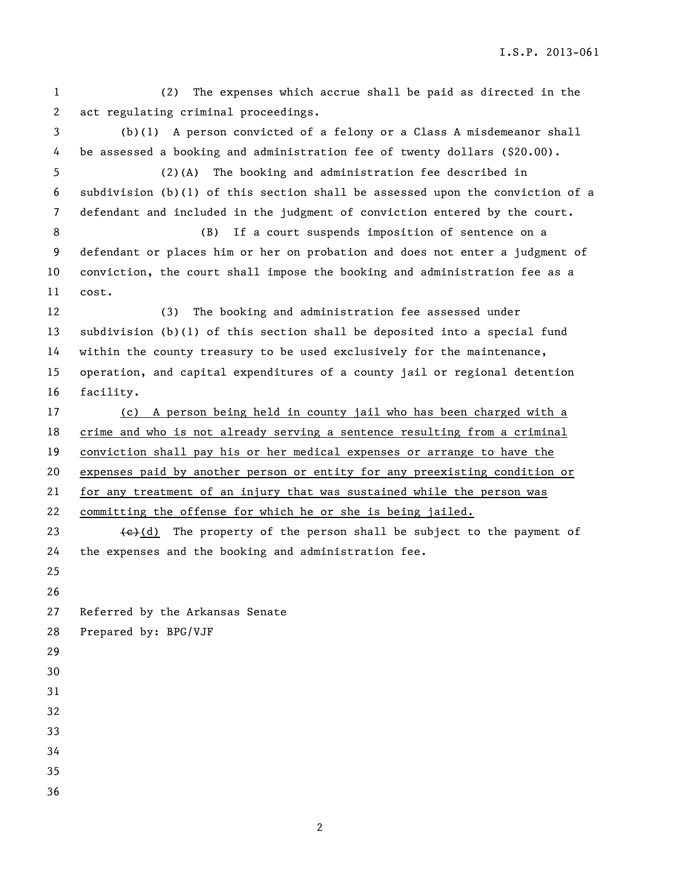(2) The expenses which accrue shall be paid as directed in the act regulating criminal proceedings.

(b)(1) A person convicted of a felony or a Class A misdemeanor shall be assessed a booking and administration fee of twenty dollars ($20.00).

(2)(A) The booking and administration fee described in subdivision (b)(1) of this section shall be assessed upon the conviction of a defendant and included in the judgment of conviction entered by the court.

(B) If a court suspends imposition of sentence on a defendant or places him or her on probation and does not enter a judgment of conviction, the court shall impose the booking and administration fee as a cost.

(3) The booking and administration fee assessed under subdivision (b)(1) of this section shall be deposited into a special fund within the county treasury to be used exclusively for the maintenance, operation, and capital expenditures of a county jail or regional detention facility.

<u>(c) A person being held in county jail who has been charged with a crime and who is not already serving a sentence resulting from a criminal conviction shall pay his or her medical expenses or arrange to have the expenses paid by another person or entity for any preexisting condition or for any treatment of an injury that was sustained while the person was committing the offense for which he or she is being jailed.</u>

~~(c)~~<u>(d)</u> The property of the person shall be subject to the payment of the expenses and the booking and administration fee.

Referred by the Arkansas Senate

Prepared by: BPG/VJF